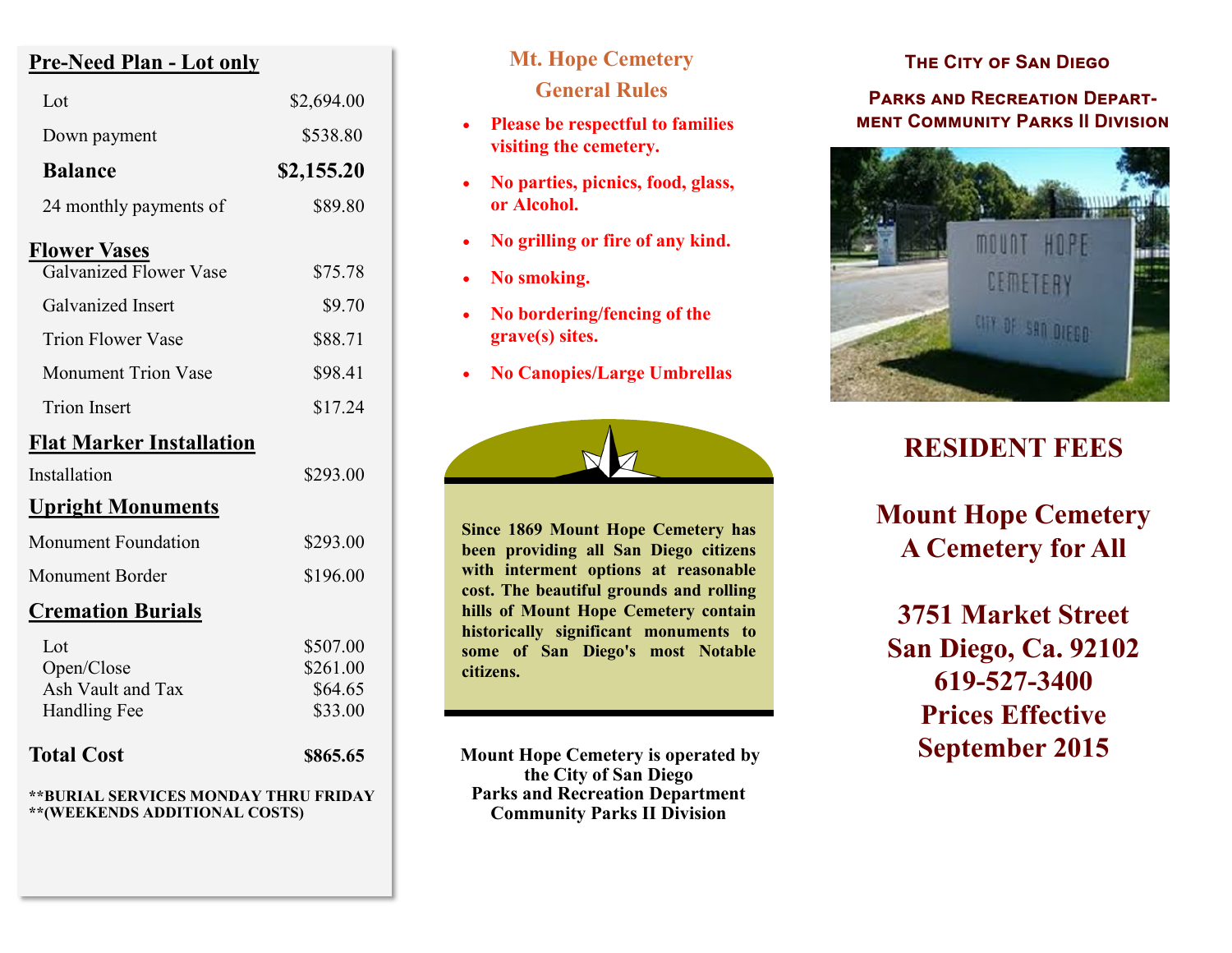## Pre-Need Plan - Lot only

| | |
|---|---|
| Lot | $2,694.00 |
| Down payment | $538.80 |
| **Balance** | **$2,155.20** |
| 24 monthly payments of | $89.80 |

## Flower Vases

| | |
|---|---|
| Galvanized Flower Vase | $75.78 |
| Galvanized Insert | $9.70 |
| Trion Flower Vase | $88.71 |
| Monument Trion Vase | $98.41 |
| Trion Insert | $17.24 |

## Flat Marker Installation

| | |
|---|---|
| Installation | $293.00 |

## Upright Monuments

| | |
|---|---|
| Monument Foundation | $293.00 |
| Monument Border | $196.00 |

## Cremation Burials

| | |
|---|---|
| Lot | $507.00 |
| Open/Close | $261.00 |
| Ash Vault and Tax | $64.65 |
| Handling Fee | $33.00 |
| **Total Cost** | **$865.65** |

**\*\*BURIAL SERVICES MONDAY THRU FRIDAY**
**\*\*(WEEKENDS ADDITIONAL COSTS)**

## Mt. Hope Cemetery General Rules

- **Please be respectful to families visiting the cemetery.**
- **No parties, picnics, food, glass, or Alcohol.**
- **No grilling or fire of any kind.**
- **No smoking.**
- **No bordering/fencing of the grave(s) sites.**
- **No Canopies/Large Umbrellas**

**Since 1869 Mount Hope Cemetery has been providing all San Diego citizens with interment options at reasonable cost. The beautiful grounds and rolling hills of Mount Hope Cemetery contain historically significant monuments to some of San Diego's most Notable citizens.**

**Mount Hope Cemetery is operated by the City of San Diego Parks and Recreation Department Community Parks II Division**

**The City of San Diego**

**Parks and Recreation Department Community Parks II Division**

# RESIDENT FEES

## Mount Hope Cemetery
## A Cemetery for All

**3751 Market Street**
**San Diego, Ca. 92102**
**619-527-3400**
**Prices Effective September 2015**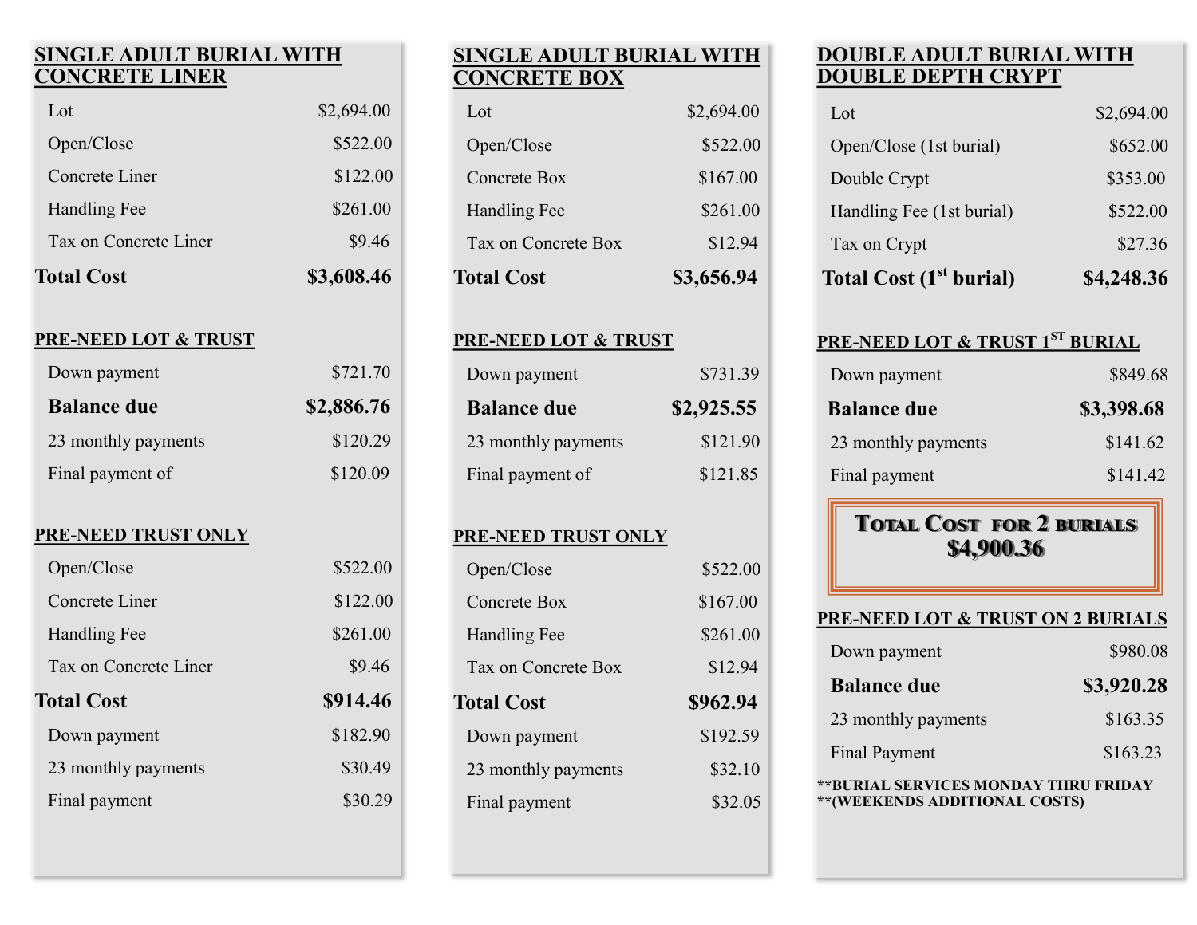## SINGLE ADULT BURIAL WITH CONCRETE LINER

| | |
|---|---|
| Lot | $2,694.00 |
| Open/Close | $522.00 |
| Concrete Liner | $122.00 |
| Handling Fee | $261.00 |
| Tax on Concrete Liner | $9.46 |
| **Total Cost** | **$3,608.46** |

### PRE-NEED LOT & TRUST

| | |
|---|---|
| Down payment | $721.70 |
| **Balance due** | **$2,886.76** |
| 23 monthly payments | $120.29 |
| Final payment of | $120.09 |

### PRE-NEED TRUST ONLY

| | |
|---|---|
| Open/Close | $522.00 |
| Concrete Liner | $122.00 |
| Handling Fee | $261.00 |
| Tax on Concrete Liner | $9.46 |
| **Total Cost** | **$914.46** |
| Down payment | $182.90 |
| 23 monthly payments | $30.49 |
| Final payment | $30.29 |

## SINGLE ADULT BURIAL WITH CONCRETE BOX

| | |
|---|---|
| Lot | $2,694.00 |
| Open/Close | $522.00 |
| Concrete Box | $167.00 |
| Handling Fee | $261.00 |
| Tax on Concrete Box | $12.94 |
| **Total Cost** | **$3,656.94** |

### PRE-NEED LOT & TRUST

| | |
|---|---|
| Down payment | $731.39 |
| **Balance due** | **$2,925.55** |
| 23 monthly payments | $121.90 |
| Final payment of | $121.85 |

### PRE-NEED TRUST ONLY

| | |
|---|---|
| Open/Close | $522.00 |
| Concrete Box | $167.00 |
| Handling Fee | $261.00 |
| Tax on Concrete Box | $12.94 |
| **Total Cost** | **$962.94** |
| Down payment | $192.59 |
| 23 monthly payments | $32.10 |
| Final payment | $32.05 |

## DOUBLE ADULT BURIAL WITH DOUBLE DEPTH CRYPT

| | |
|---|---|
| Lot | $2,694.00 |
| Open/Close (1st burial) | $652.00 |
| Double Crypt | $353.00 |
| Handling Fee (1st burial) | $522.00 |
| Tax on Crypt | $27.36 |
| **Total Cost (1st burial)** | **$4,248.36** |

### PRE-NEED LOT & TRUST 1ST BURIAL

| | |
|---|---|
| Down payment | $849.68 |
| **Balance due** | **$3,398.68** |
| 23 monthly payments | $141.62 |
| Final payment | $141.42 |

**TOTAL COST FOR 2 BURIALS**
**$4,900.36**

### PRE-NEED LOT & TRUST ON 2 BURIALS

| | |
|---|---|
| Down payment | $980.08 |
| **Balance due** | **$3,920.28** |
| 23 monthly payments | $163.35 |
| Final Payment | $163.23 |

**\*\*BURIAL SERVICES MONDAY THRU FRIDAY**
**\*\*(WEEKENDS ADDITIONAL COSTS)**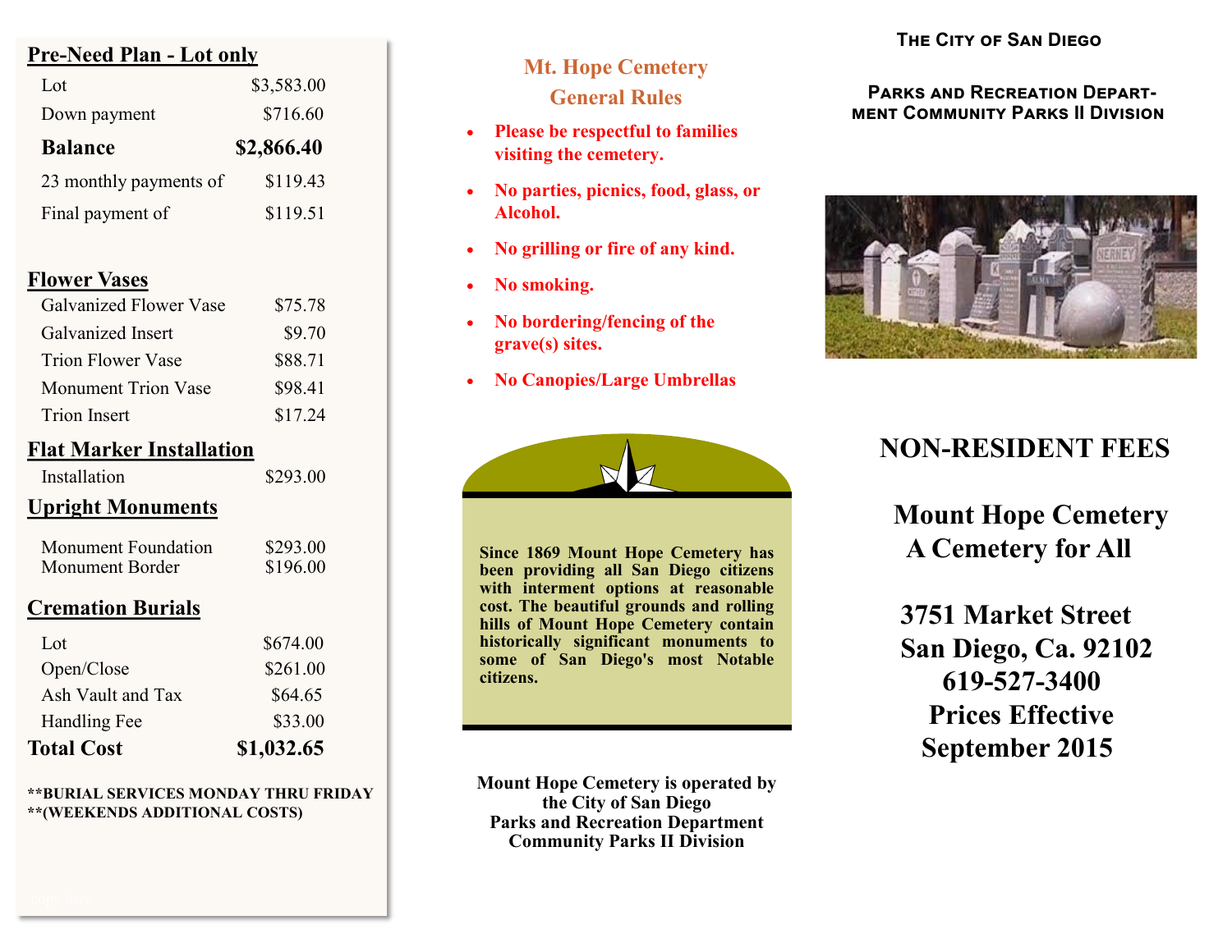## Pre-Need Plan - Lot only

| | |
|---|---|
| Lot | $3,583.00 |
| Down payment | $716.60 |
| **Balance** | **$2,866.40** |
| 23 monthly payments of | $119.43 |
| Final payment of | $119.51 |

## Flower Vases

| | |
|---|---|
| Galvanized Flower Vase | $75.78 |
| Galvanized Insert | $9.70 |
| Trion Flower Vase | $88.71 |
| Monument Trion Vase | $98.41 |
| Trion Insert | $17.24 |

## Flat Marker Installation

| | |
|---|---|
| Installation | $293.00 |

## Upright Monuments

| | |
|---|---|
| Monument Foundation | $293.00 |
| Monument Border | $196.00 |

## Cremation Burials

| | |
|---|---|
| Lot | $674.00 |
| Open/Close | $261.00 |
| Ash Vault and Tax | $64.65 |
| Handling Fee | $33.00 |
| **Total Cost** | **$1,032.65** |

**\*\*BURIAL SERVICES MONDAY THRU FRIDAY**
**\*\*(WEEKENDS ADDITIONAL COSTS)**

## Mt. Hope Cemetery General Rules

- **Please be respectful to families visiting the cemetery.**
- **No parties, picnics, food, glass, or Alcohol.**
- **No grilling or fire of any kind.**
- **No smoking.**
- **No bordering/fencing of the grave(s) sites.**
- **No Canopies/Large Umbrellas**

**Since 1869 Mount Hope Cemetery has been providing all San Diego citizens with interment options at reasonable cost. The beautiful grounds and rolling hills of Mount Hope Cemetery contain historically significant monuments to some of San Diego's most Notable citizens.**

**Mount Hope Cemetery is operated by the City of San Diego Parks and Recreation Department Community Parks II Division**

**The City of San Diego**

**Parks and Recreation Depart-ment Community Parks II Division**

# NON-RESIDENT FEES

## Mount Hope Cemetery
## A Cemetery for All

**3751 Market Street**
**San Diego, Ca. 92102**
**619-527-3400**
**Prices Effective**
**September 2015**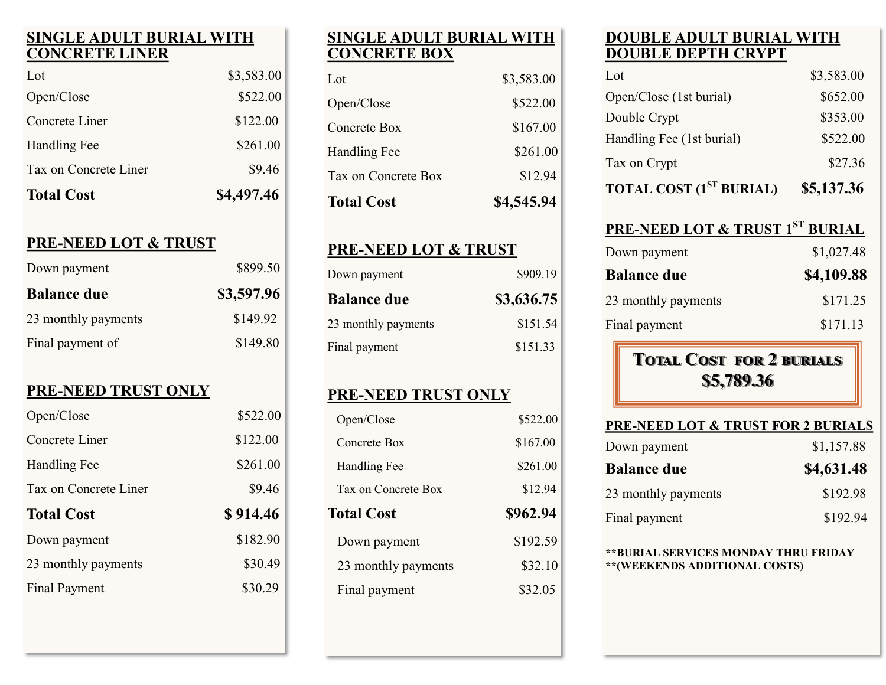## SINGLE ADULT BURIAL WITH CONCRETE LINER

| | |
|---|---|
| Lot | $3,583.00 |
| Open/Close | $522.00 |
| Concrete Liner | $122.00 |
| Handling Fee | $261.00 |
| Tax on Concrete Liner | $9.46 |
| **Total Cost** | **$4,497.46** |

## PRE-NEED LOT & TRUST

| | |
|---|---|
| Down payment | $899.50 |
| **Balance due** | **$3,597.96** |
| 23 monthly payments | $149.92 |
| Final payment of | $149.80 |

## PRE-NEED TRUST ONLY

| | |
|---|---|
| Open/Close | $522.00 |
| Concrete Liner | $122.00 |
| Handling Fee | $261.00 |
| Tax on Concrete Liner | $9.46 |
| **Total Cost** | **$ 914.46** |
| Down payment | $182.90 |
| 23 monthly payments | $30.49 |
| Final Payment | $30.29 |

## SINGLE ADULT BURIAL WITH CONCRETE BOX

| | |
|---|---|
| Lot | $3,583.00 |
| Open/Close | $522.00 |
| Concrete Box | $167.00 |
| Handling Fee | $261.00 |
| Tax on Concrete Box | $12.94 |
| **Total Cost** | **$4,545.94** |

## PRE-NEED LOT & TRUST

| | |
|---|---|
| Down payment | $909.19 |
| **Balance due** | **$3,636.75** |
| 23 monthly payments | $151.54 |
| Final payment | $151.33 |

## PRE-NEED TRUST ONLY

| | |
|---|---|
| Open/Close | $522.00 |
| Concrete Box | $167.00 |
| Handling Fee | $261.00 |
| Tax on Concrete Box | $12.94 |
| **Total Cost** | **$962.94** |
| Down payment | $192.59 |
| 23 monthly payments | $32.10 |
| Final payment | $32.05 |

## DOUBLE ADULT BURIAL WITH DOUBLE DEPTH CRYPT

| | |
|---|---|
| Lot | $3,583.00 |
| Open/Close (1st burial) | $652.00 |
| Double Crypt | $353.00 |
| Handling Fee (1st burial) | $522.00 |
| Tax on Crypt | $27.36 |
| **TOTAL COST (1ST BURIAL)** | **$5,137.36** |

## PRE-NEED LOT & TRUST 1ST BURIAL

| | |
|---|---|
| Down payment | $1,027.48 |
| **Balance due** | **$4,109.88** |
| 23 monthly payments | $171.25 |
| Final payment | $171.13 |

**TOTAL COST FOR 2 BURIALS**
**$5,789.36**

## PRE-NEED LOT & TRUST FOR 2 BURIALS

| | |
|---|---|
| Down payment | $1,157.88 |
| **Balance due** | **$4,631.48** |
| 23 monthly payments | $192.98 |
| Final payment | $192.94 |

**\*\*BURIAL SERVICES MONDAY THRU FRIDAY**
**\*\*(WEEKENDS ADDITIONAL COSTS)**